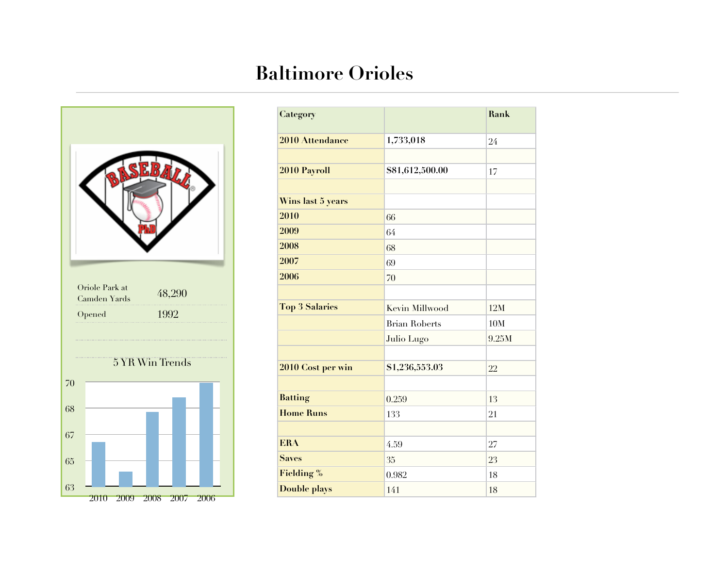# Baltimore Orioles

| Oriole Park at Camden Yards | 48,290 |
|---|---|
| Opened | 1992 |

5 YR Win Trends

| Year | Wins |
|---|---|
| 2010 | 66 |
| 2009 | 64 |
| 2008 | 68 |
| 2007 | 69 |
| 2006 | 70 |

| Category | | Rank |
|---|---|---|
| **2010 Attendance** | **1,733,018** | 24 |
| | | |
| **2010 Payroll** | **$81,612,500.00** | 17 |
| | | |
| **Wins last 5 years** | | |
| **2010** | 66 | |
| **2009** | 64 | |
| **2008** | 68 | |
| **2007** | 69 | |
| **2006** | 70 | |
| | | |
| **Top 3 Salaries** | Kevin Millwood | 12M |
| | Brian Roberts | 10M |
| | Julio Lugo | 9.25M |
| | | |
| **2010 Cost per win** | **$1,236,553.03** | 22 |
| | | |
| **Batting** | 0.259 | 13 |
| **Home Runs** | 133 | 21 |
| | | |
| **ERA** | 4.59 | 27 |
| **Saves** | 35 | 23 |
| **Fielding %** | 0.982 | 18 |
| **Double plays** | 141 | 18 |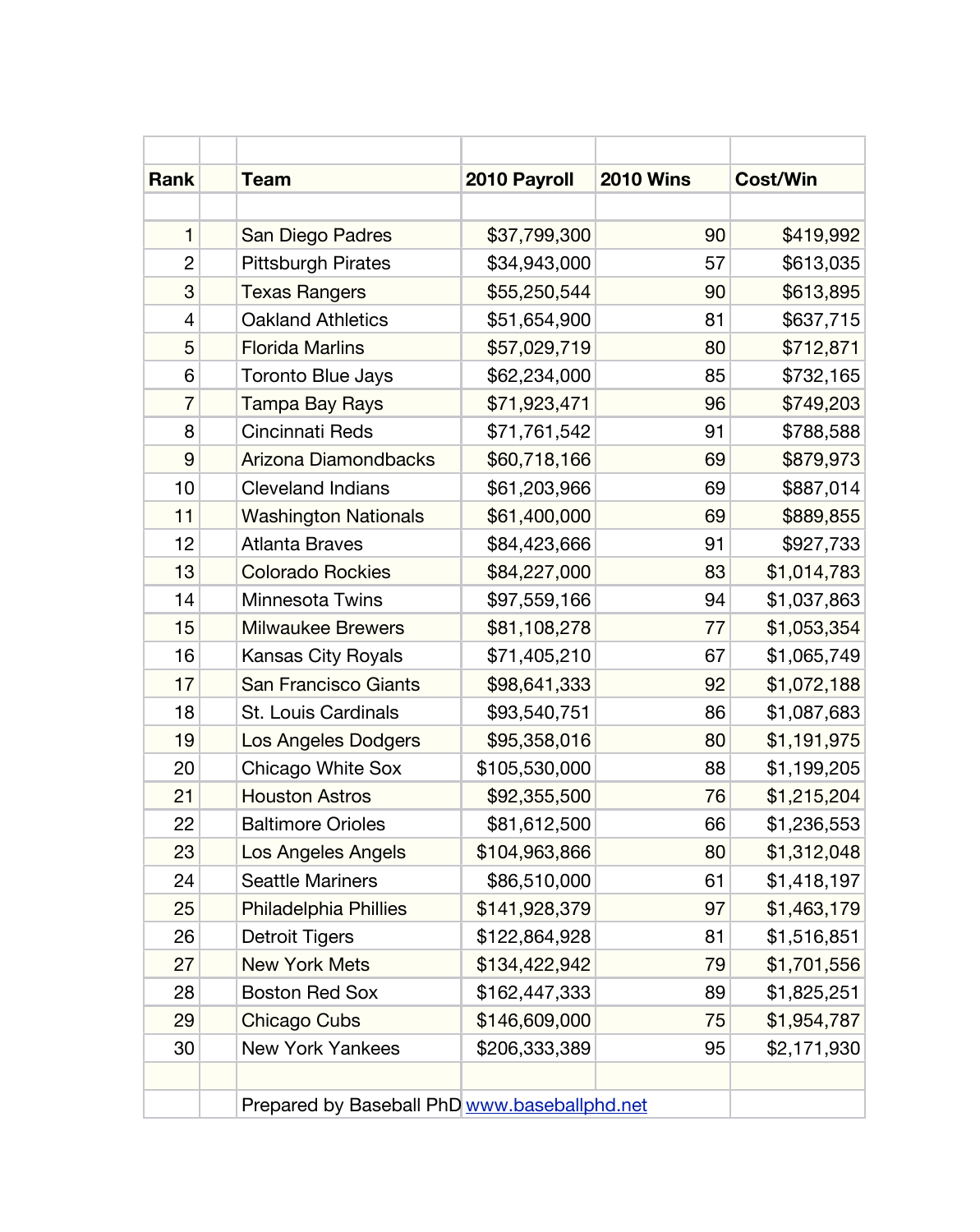| Rank | | Team | 2010 Payroll | 2010 Wins | Cost/Win |
|---|---|---|---|---|---|
| 1 | | San Diego Padres | $37,799,300 | 90 | $419,992 |
| 2 | | Pittsburgh Pirates | $34,943,000 | 57 | $613,035 |
| 3 | | Texas Rangers | $55,250,544 | 90 | $613,895 |
| 4 | | Oakland Athletics | $51,654,900 | 81 | $637,715 |
| 5 | | Florida Marlins | $57,029,719 | 80 | $712,871 |
| 6 | | Toronto Blue Jays | $62,234,000 | 85 | $732,165 |
| 7 | | Tampa Bay Rays | $71,923,471 | 96 | $749,203 |
| 8 | | Cincinnati Reds | $71,761,542 | 91 | $788,588 |
| 9 | | Arizona Diamondbacks | $60,718,166 | 69 | $879,973 |
| 10 | | Cleveland Indians | $61,203,966 | 69 | $887,014 |
| 11 | | Washington Nationals | $61,400,000 | 69 | $889,855 |
| 12 | | Atlanta Braves | $84,423,666 | 91 | $927,733 |
| 13 | | Colorado Rockies | $84,227,000 | 83 | $1,014,783 |
| 14 | | Minnesota Twins | $97,559,166 | 94 | $1,037,863 |
| 15 | | Milwaukee Brewers | $81,108,278 | 77 | $1,053,354 |
| 16 | | Kansas City Royals | $71,405,210 | 67 | $1,065,749 |
| 17 | | San Francisco Giants | $98,641,333 | 92 | $1,072,188 |
| 18 | | St. Louis Cardinals | $93,540,751 | 86 | $1,087,683 |
| 19 | | Los Angeles Dodgers | $95,358,016 | 80 | $1,191,975 |
| 20 | | Chicago White Sox | $105,530,000 | 88 | $1,199,205 |
| 21 | | Houston Astros | $92,355,500 | 76 | $1,215,204 |
| 22 | | Baltimore Orioles | $81,612,500 | 66 | $1,236,553 |
| 23 | | Los Angeles Angels | $104,963,866 | 80 | $1,312,048 |
| 24 | | Seattle Mariners | $86,510,000 | 61 | $1,418,197 |
| 25 | | Philadelphia Phillies | $141,928,379 | 97 | $1,463,179 |
| 26 | | Detroit Tigers | $122,864,928 | 81 | $1,516,851 |
| 27 | | New York Mets | $134,422,942 | 79 | $1,701,556 |
| 28 | | Boston Red Sox | $162,447,333 | 89 | $1,825,251 |
| 29 | | Chicago Cubs | $146,609,000 | 75 | $1,954,787 |
| 30 | | New York Yankees | $206,333,389 | 95 | $2,171,930 |
| | | | | | |
| | | Prepared by Baseball PhD | www.baseballphd.net | | |